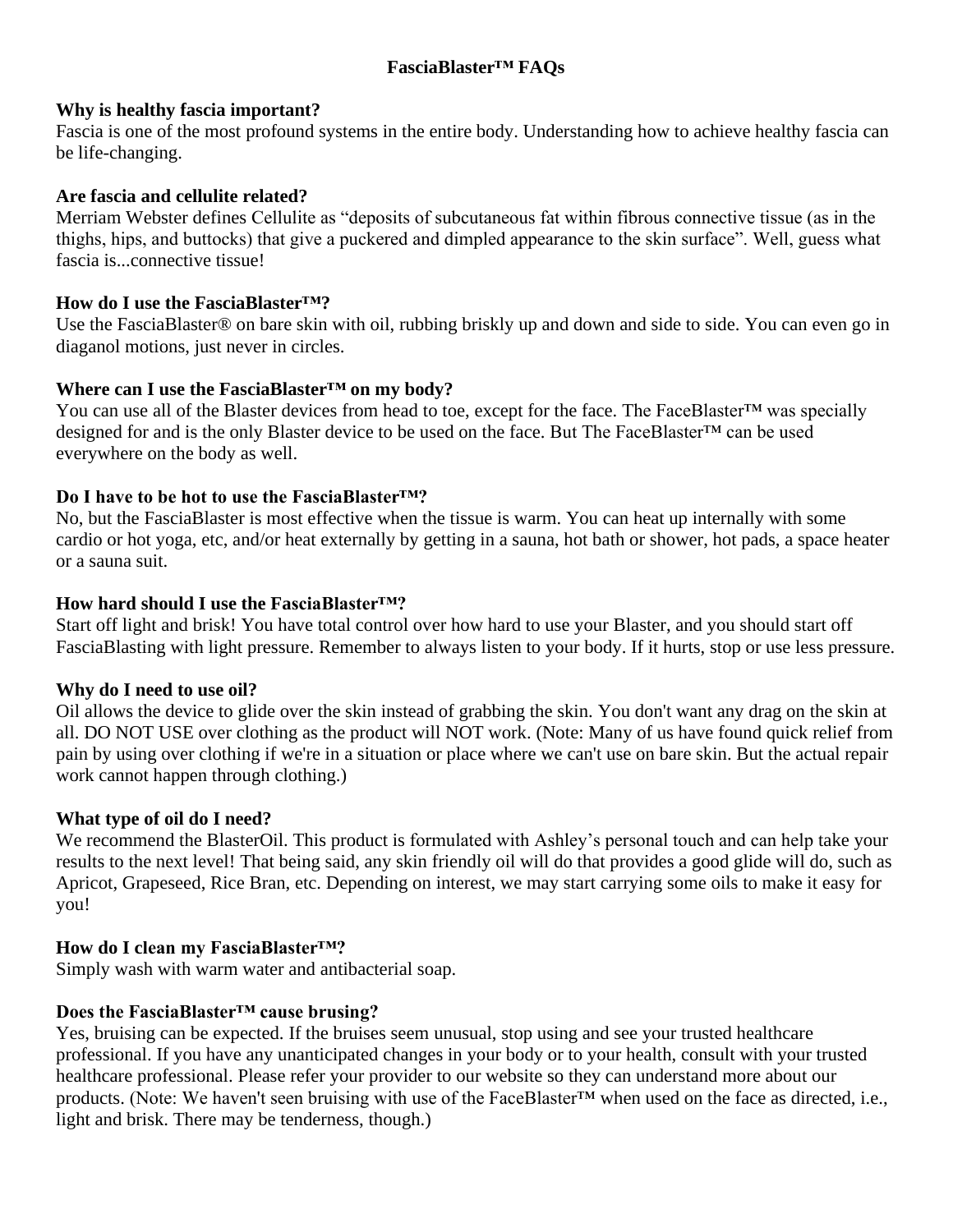# FasciaBlaster™ FAQs

**Why is healthy fascia important?**
Fascia is one of the most profound systems in the entire body. Understanding how to achieve healthy fascia can be life-changing.

**Are fascia and cellulite related?**
Merriam Webster defines Cellulite as "deposits of subcutaneous fat within fibrous connective tissue (as in the thighs, hips, and buttocks) that give a puckered and dimpled appearance to the skin surface". Well, guess what fascia is...connective tissue!

**How do I use the FasciaBlaster™?**
Use the FasciaBlaster® on bare skin with oil, rubbing briskly up and down and side to side. You can even go in diaganol motions, just never in circles.

**Where can I use the FasciaBlaster™ on my body?**
You can use all of the Blaster devices from head to toe, except for the face. The FaceBlaster™ was specially designed for and is the only Blaster device to be used on the face. But The FaceBlaster™ can be used everywhere on the body as well.

**Do I have to be hot to use the FasciaBlaster™?**
No, but the FasciaBlaster is most effective when the tissue is warm. You can heat up internally with some cardio or hot yoga, etc, and/or heat externally by getting in a sauna, hot bath or shower, hot pads, a space heater or a sauna suit.

**How hard should I use the FasciaBlaster™?**
Start off light and brisk! You have total control over how hard to use your Blaster, and you should start off FasciaBlasting with light pressure. Remember to always listen to your body. If it hurts, stop or use less pressure.

**Why do I need to use oil?**
Oil allows the device to glide over the skin instead of grabbing the skin. You don't want any drag on the skin at all. DO NOT USE over clothing as the product will NOT work. (Note: Many of us have found quick relief from pain by using over clothing if we're in a situation or place where we can't use on bare skin. But the actual repair work cannot happen through clothing.)

**What type of oil do I need?**
We recommend the BlasterOil. This product is formulated with Ashley's personal touch and can help take your results to the next level! That being said, any skin friendly oil will do that provides a good glide will do, such as Apricot, Grapeseed, Rice Bran, etc. Depending on interest, we may start carrying some oils to make it easy for you!

**How do I clean my FasciaBlaster™?**
Simply wash with warm water and antibacterial soap.

**Does the FasciaBlaster™ cause brusing?**
Yes, bruising can be expected. If the bruises seem unusual, stop using and see your trusted healthcare professional. If you have any unanticipated changes in your body or to your health, consult with your trusted healthcare professional. Please refer your provider to our website so they can understand more about our products. (Note: We haven't seen bruising with use of the FaceBlaster™ when used on the face as directed, i.e., light and brisk. There may be tenderness, though.)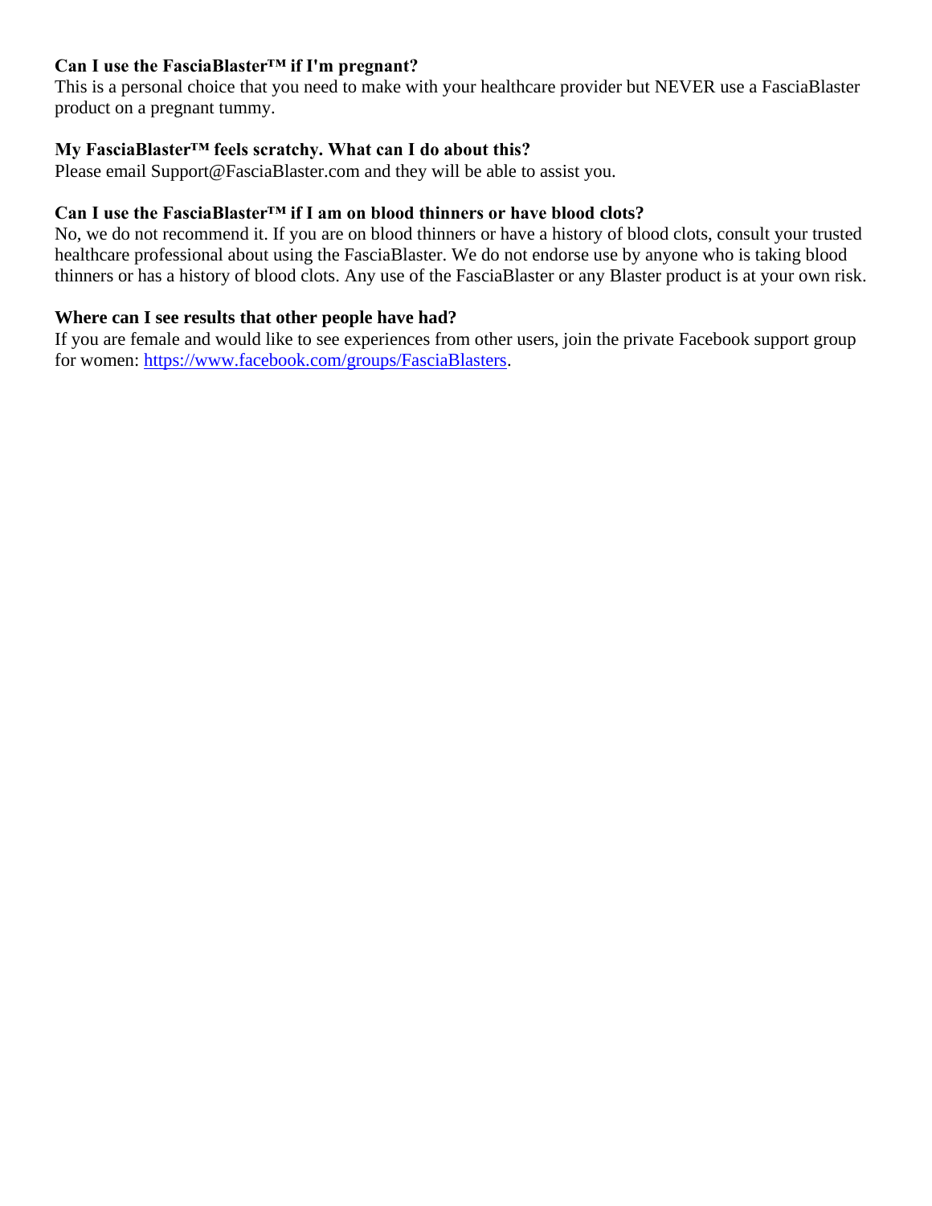**Can I use the FasciaBlaster™ if I'm pregnant?**
This is a personal choice that you need to make with your healthcare provider but NEVER use a FasciaBlaster product on a pregnant tummy.

**My FasciaBlaster™ feels scratchy. What can I do about this?**
Please email Support@FasciaBlaster.com and they will be able to assist you.

**Can I use the FasciaBlaster™ if I am on blood thinners or have blood clots?**
No, we do not recommend it. If you are on blood thinners or have a history of blood clots, consult your trusted healthcare professional about using the FasciaBlaster. We do not endorse use by anyone who is taking blood thinners or has a history of blood clots. Any use of the FasciaBlaster or any Blaster product is at your own risk.

**Where can I see results that other people have had?**
If you are female and would like to see experiences from other users, join the private Facebook support group for women: [https://www.facebook.com/groups/FasciaBlasters](https://www.facebook.com/groups/FasciaBlasters).